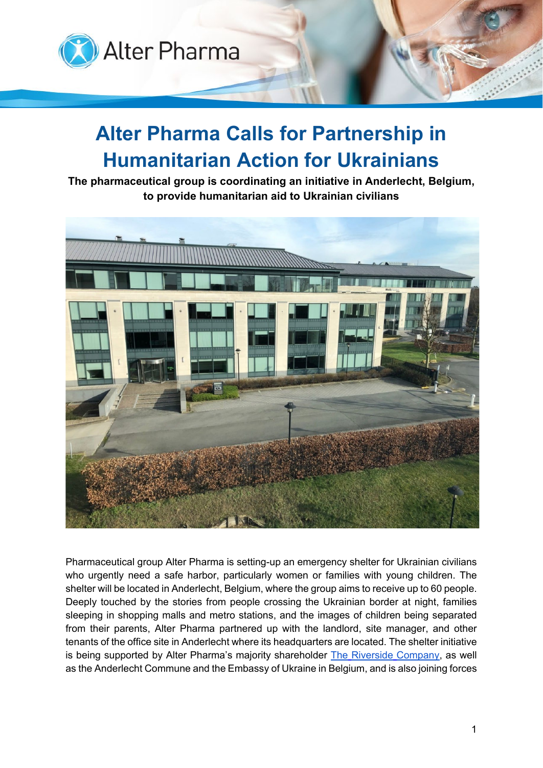# Alter Pharma Calls for Partnership in Humanitarian Action for Ukrainians

**The pharmaceutical group is coordinating an initiative in Anderlecht, Belgium, to provide humanitarian aid to Ukrainian civilians**

Pharmaceutical group Alter Pharma is setting-up an emergency shelter for Ukrainian civilians who urgently need a safe harbor, particularly women or families with young children. The shelter will be located in Anderlecht, Belgium, where the group aims to receive up to 60 people. Deeply touched by the stories from people crossing the Ukrainian border at night, families sleeping in shopping malls and metro stations, and the images of children being separated from their parents, Alter Pharma partnered up with the landlord, site manager, and other tenants of the office site in Anderlecht where its headquarters are located. The shelter initiative is being supported by Alter Pharma's majority shareholder The Riverside Company, as well as the Anderlecht Commune and the Embassy of Ukraine in Belgium, and is also joining forces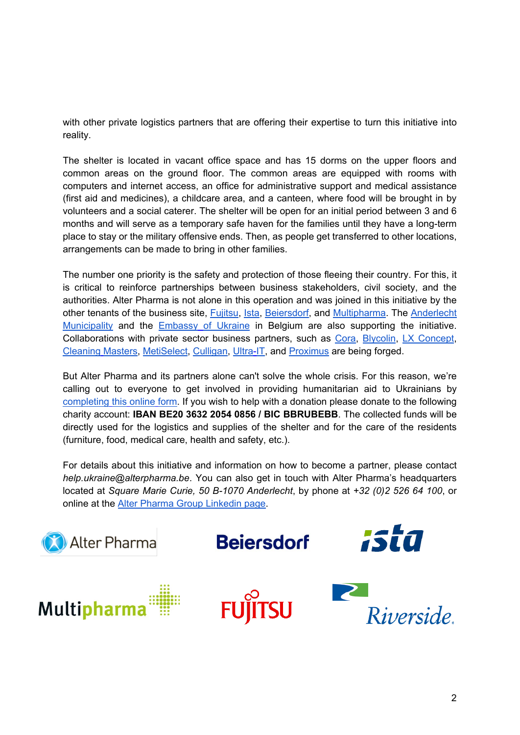with other private logistics partners that are offering their expertise to turn this initiative into reality.

The shelter is located in vacant office space and has 15 dorms on the upper floors and common areas on the ground floor. The common areas are equipped with rooms with computers and internet access, an office for administrative support and medical assistance (first aid and medicines), a childcare area, and a canteen, where food will be brought in by volunteers and a social caterer. The shelter will be open for an initial period between 3 and 6 months and will serve as a temporary safe haven for the families until they have a long-term place to stay or the military offensive ends. Then, as people get transferred to other locations, arrangements can be made to bring in other families.

The number one priority is the safety and protection of those fleeing their country. For this, it is critical to reinforce partnerships between business stakeholders, civil society, and the authorities. Alter Pharma is not alone in this operation and was joined in this initiative by the other tenants of the business site, Fujitsu, Ista, Beiersdorf, and Multipharma. The Anderlecht Municipality and the Embassy of Ukraine in Belgium are also supporting the initiative. Collaborations with private sector business partners, such as Cora, Blycolin, LX Concept, Cleaning Masters, MetiSelect, Culligan, Ultra-IT, and Proximus are being forged.

But Alter Pharma and its partners alone can't solve the whole crisis. For this reason, we're calling out to everyone to get involved in providing humanitarian aid to Ukrainians by completing this online form. If you wish to help with a donation please donate to the following charity account: **IBAN BE20 3632 2054 0856 / BIC BBRUBEBB**. The collected funds will be directly used for the logistics and supplies of the shelter and for the care of the residents (furniture, food, medical care, health and safety, etc.).

For details about this initiative and information on how to become a partner, please contact *help.ukraine@alterpharma.be*. You can also get in touch with Alter Pharma's headquarters located at *Square Marie Curie, 50 B-1070 Anderlecht*, by phone at *+32 (0)2 526 64 100*, or online at the Alter Pharma Group Linkedin page.

Alter Pharma | Beiersdorf | ista | Multipharma | FUJITSU | Riverside.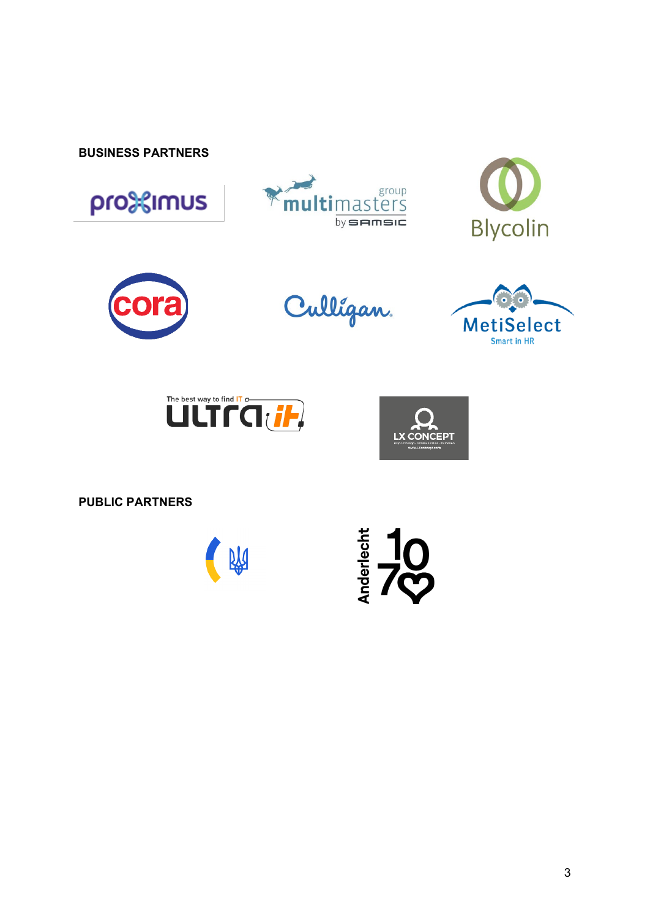**BUSINESS PARTNERS**

**PUBLIC PARTNERS**